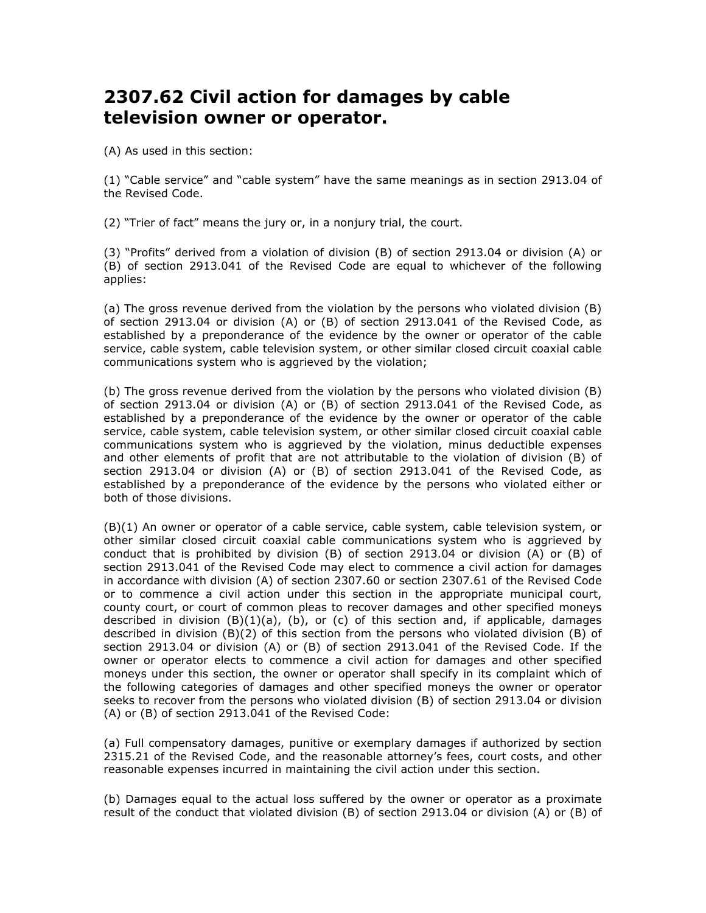# 2307.62 Civil action for damages by cable television owner or operator.

(A) As used in this section:

(1) "Cable service" and "cable system" have the same meanings as in section 2913.04 of the Revised Code.

(2) "Trier of fact" means the jury or, in a nonjury trial, the court.

(3) "Profits" derived from a violation of division (B) of section 2913.04 or division (A) or (B) of section 2913.041 of the Revised Code are equal to whichever of the following applies:

(a) The gross revenue derived from the violation by the persons who violated division (B) of section 2913.04 or division (A) or (B) of section 2913.041 of the Revised Code, as established by a preponderance of the evidence by the owner or operator of the cable service, cable system, cable television system, or other similar closed circuit coaxial cable communications system who is aggrieved by the violation;

(b) The gross revenue derived from the violation by the persons who violated division (B) of section 2913.04 or division (A) or (B) of section 2913.041 of the Revised Code, as established by a preponderance of the evidence by the owner or operator of the cable service, cable system, cable television system, or other similar closed circuit coaxial cable communications system who is aggrieved by the violation, minus deductible expenses and other elements of profit that are not attributable to the violation of division (B) of section 2913.04 or division (A) or (B) of section 2913.041 of the Revised Code, as established by a preponderance of the evidence by the persons who violated either or both of those divisions.

(B)(1) An owner or operator of a cable service, cable system, cable television system, or other similar closed circuit coaxial cable communications system who is aggrieved by conduct that is prohibited by division (B) of section 2913.04 or division (A) or (B) of section 2913.041 of the Revised Code may elect to commence a civil action for damages in accordance with division (A) of section 2307.60 or section 2307.61 of the Revised Code or to commence a civil action under this section in the appropriate municipal court, county court, or court of common pleas to recover damages and other specified moneys described in division (B)(1)(a), (b), or (c) of this section and, if applicable, damages described in division (B)(2) of this section from the persons who violated division (B) of section 2913.04 or division (A) or (B) of section 2913.041 of the Revised Code. If the owner or operator elects to commence a civil action for damages and other specified moneys under this section, the owner or operator shall specify in its complaint which of the following categories of damages and other specified moneys the owner or operator seeks to recover from the persons who violated division (B) of section 2913.04 or division (A) or (B) of section 2913.041 of the Revised Code:

(a) Full compensatory damages, punitive or exemplary damages if authorized by section 2315.21 of the Revised Code, and the reasonable attorney's fees, court costs, and other reasonable expenses incurred in maintaining the civil action under this section.

(b) Damages equal to the actual loss suffered by the owner or operator as a proximate result of the conduct that violated division (B) of section 2913.04 or division (A) or (B) of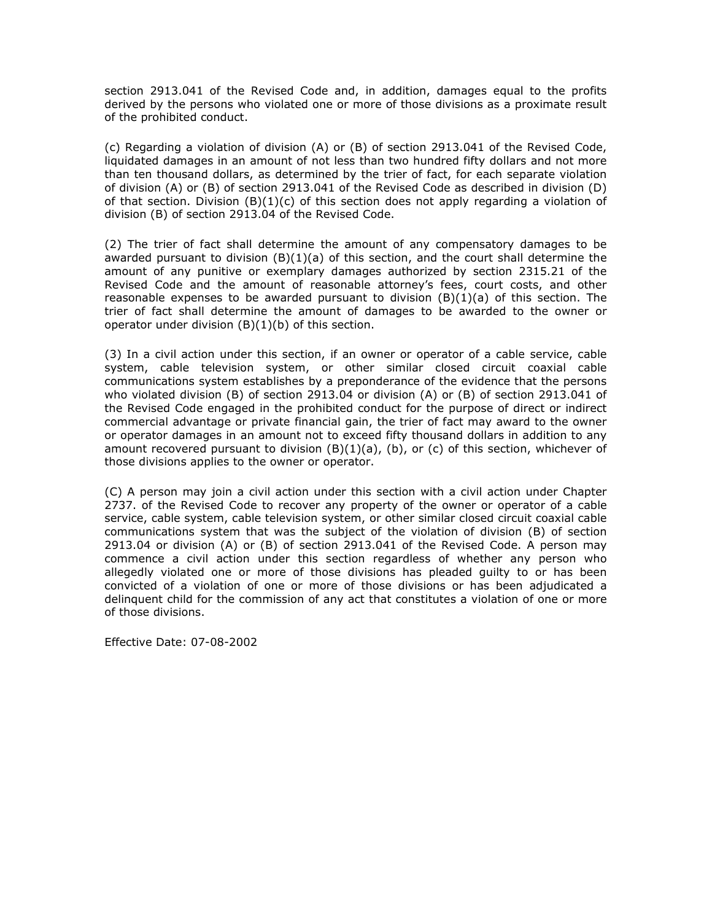section 2913.041 of the Revised Code and, in addition, damages equal to the profits derived by the persons who violated one or more of those divisions as a proximate result of the prohibited conduct.

(c) Regarding a violation of division (A) or (B) of section 2913.041 of the Revised Code, liquidated damages in an amount of not less than two hundred fifty dollars and not more than ten thousand dollars, as determined by the trier of fact, for each separate violation of division (A) or (B) of section 2913.041 of the Revised Code as described in division (D) of that section. Division (B)(1)(c) of this section does not apply regarding a violation of division (B) of section 2913.04 of the Revised Code.

(2) The trier of fact shall determine the amount of any compensatory damages to be awarded pursuant to division (B)(1)(a) of this section, and the court shall determine the amount of any punitive or exemplary damages authorized by section 2315.21 of the Revised Code and the amount of reasonable attorney's fees, court costs, and other reasonable expenses to be awarded pursuant to division (B)(1)(a) of this section. The trier of fact shall determine the amount of damages to be awarded to the owner or operator under division (B)(1)(b) of this section.

(3) In a civil action under this section, if an owner or operator of a cable service, cable system, cable television system, or other similar closed circuit coaxial cable communications system establishes by a preponderance of the evidence that the persons who violated division (B) of section 2913.04 or division (A) or (B) of section 2913.041 of the Revised Code engaged in the prohibited conduct for the purpose of direct or indirect commercial advantage or private financial gain, the trier of fact may award to the owner or operator damages in an amount not to exceed fifty thousand dollars in addition to any amount recovered pursuant to division (B)(1)(a), (b), or (c) of this section, whichever of those divisions applies to the owner or operator.

(C) A person may join a civil action under this section with a civil action under Chapter 2737. of the Revised Code to recover any property of the owner or operator of a cable service, cable system, cable television system, or other similar closed circuit coaxial cable communications system that was the subject of the violation of division (B) of section 2913.04 or division (A) or (B) of section 2913.041 of the Revised Code. A person may commence a civil action under this section regardless of whether any person who allegedly violated one or more of those divisions has pleaded guilty to or has been convicted of a violation of one or more of those divisions or has been adjudicated a delinquent child for the commission of any act that constitutes a violation of one or more of those divisions.

Effective Date: 07-08-2002